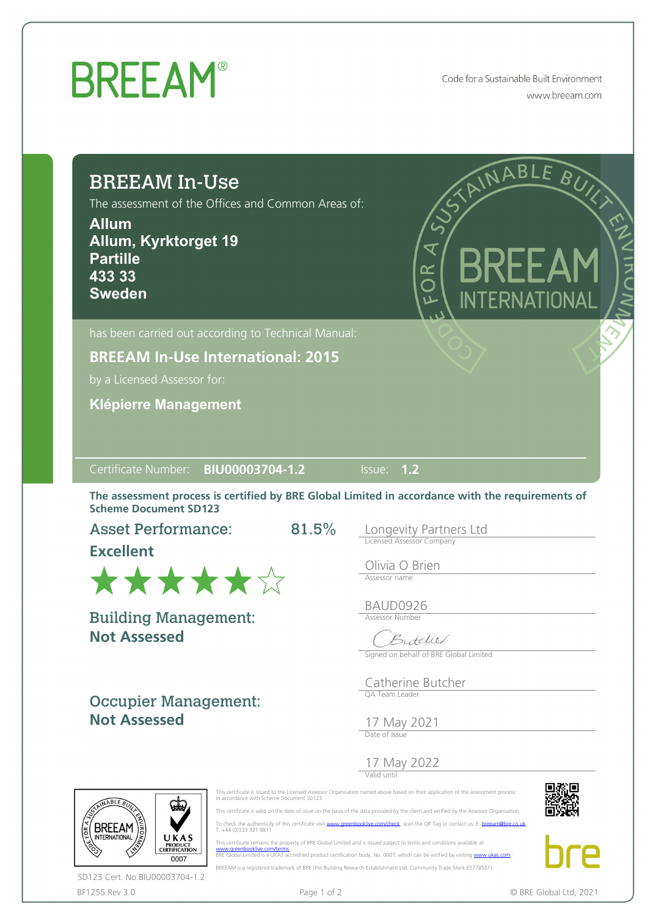# BREEAM®

Code for a Sustainable Built Environment
www.breeam.com

## BREEAM In-Use

The assessment of the Offices and Common Areas of:

**Allum**
**Allum, Kyrktorget 19**
**Partille**
**433 33**
**Sweden**

has been carried out according to Technical Manual:

**BREEAM In-Use International: 2015**

by a Licensed Assessor for:

**Klépierre Management**

Certificate Number: **BIU00003704-1.2** Issue: **1.2**

**The assessment process is certified by BRE Global Limited in accordance with the requirements of Scheme Document SD123**

Asset Performance: 81.5%
**Excellent**

★★★★★☆

Building Management:
**Not Assessed**

Occupier Management:
**Not Assessed**

Longevity Partners Ltd
Licensed Assessor Company

Olivia O Brien
Assessor name

BAUD0926
Assessor Number

Signed on behalf of BRE Global Limited

Catherine Butcher
QA Team Leader

17 May 2021
Date of Issue

17 May 2022
Valid until

This certificate is issued to the Licensed Assessor Organisation named above based on their application of the assessment process in accordance with Scheme Document SD123.

This certificate is valid on the date of issue on the basis of the data provided by the client and verified by the Assessor Organisation.

To check the authenticity of this certificate visit www.greenbooklive.com/check, scan the QR Tag or contact us: E: breeam@bre.co.uk T. +44 (0)333 321 8811

This certificate remains the property of BRE Global Limited and is issued subject to terms and conditions available at www.greenbooklive.com/terms
BRE Global Limited is a UKAS accredited product certification body, No. 0007, which can be verified by visiting www.ukas.com

BREEAM is a registered trademark of BRE (the Building Research Establishment Ltd. Community Trade Mark E5778551).

SD123 Cert. No.BIU00003704-1.2

BF1255 Rev 3.0

© BRE Global Ltd, 2021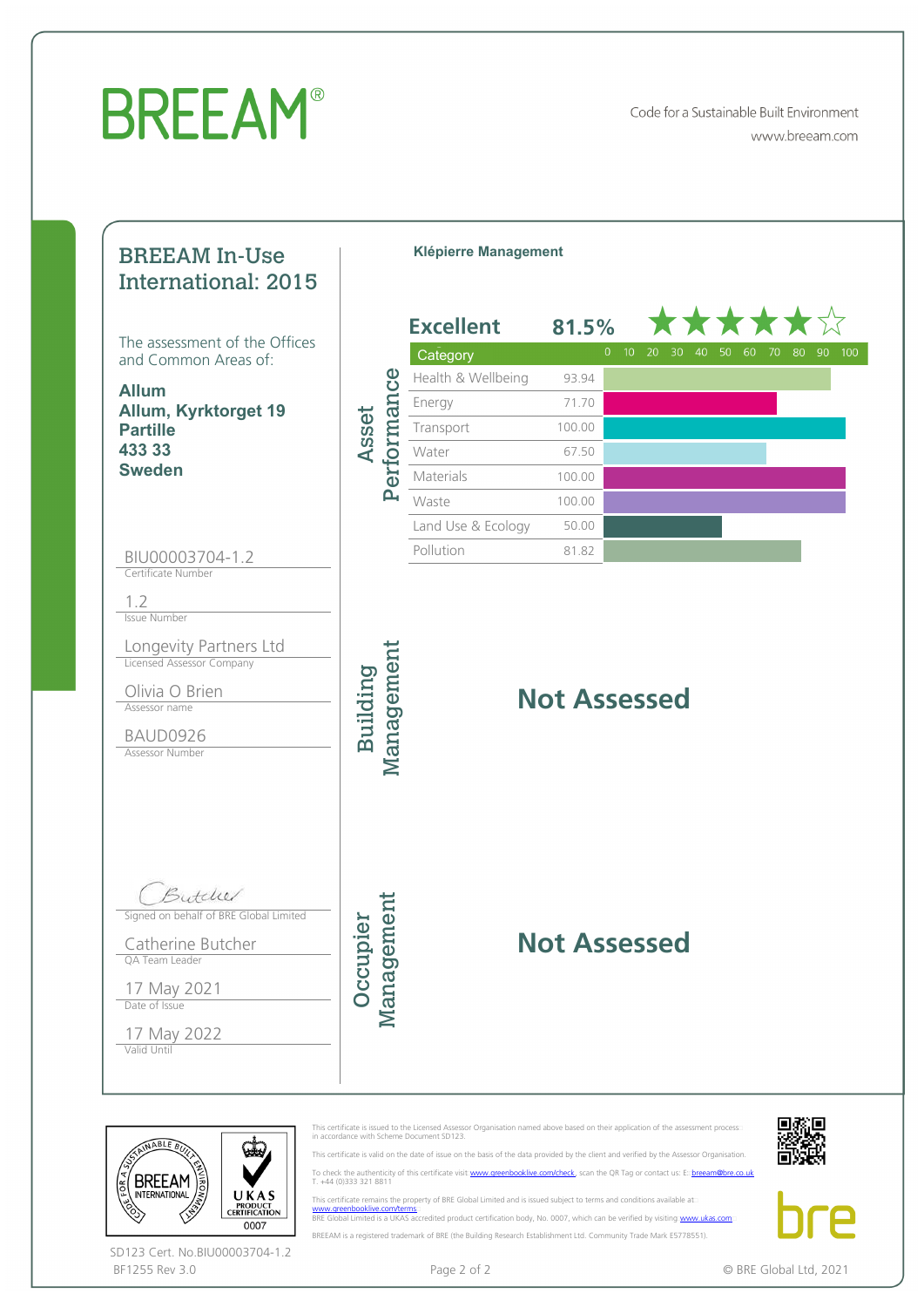# BREEAM®

Code for a Sustainable Built Environment
www.breeam.com

## BREEAM In-Use International: 2015

The assessment of the Offices and Common Areas of:

**Allum**
**Allum, Kyrktorget 19**
**Partille**
**433 33**
**Sweden**

**Klépierre Management**

### Asset Performance

**Excellent** **81.5%** ★★★★★☆

| Category | Score |
|---|---|
| Health & Wellbeing | 93.94 |
| Energy | 71.70 |
| Transport | 100.00 |
| Water | 67.50 |
| Materials | 100.00 |
| Waste | 100.00 |
| Land Use & Ecology | 50.00 |
| Pollution | 81.82 |

0 10 20 30 40 50 60 70 80 90 100

### Building Management

**Not Assessed**

### Occupier Management

**Not Assessed**

BIU00003704-1.2
Certificate Number

1.2
Issue Number

Longevity Partners Ltd
Licensed Assessor Company

Olivia O Brien
Assessor name

BAUD0926
Assessor Number

Signed on behalf of BRE Global Limited

Catherine Butcher
QA Team Leader

17 May 2021
Date of Issue

17 May 2022
Valid Until

This certificate is issued to the Licensed Assessor Organisation named above based on their application of the assessment process in accordance with Scheme Document SD123.

This certificate is valid on the date of issue on the basis of the data provided by the client and verified by the Assessor Organisation.

To check the authenticity of this certificate visit www.greenbooklive.com/check, scan the QR Tag or contact us: E: breeam@bre.co.uk T. +44 (0)333 321 8811

This certificate remains the property of BRE Global Limited and is issued subject to terms and conditions available at: www.greenbooklive.com/terms
BRE Global Limited is a UKAS accredited product certification body, No. 0007, which can be verified by visiting www.ukas.com

BREEAM is a registered trademark of BRE (the Building Research Establishment Ltd. Community Trade Mark E5778551).

SD123 Cert. No.BIU00003704-1.2
BF1255 Rev 3.0

© BRE Global Ltd, 2021